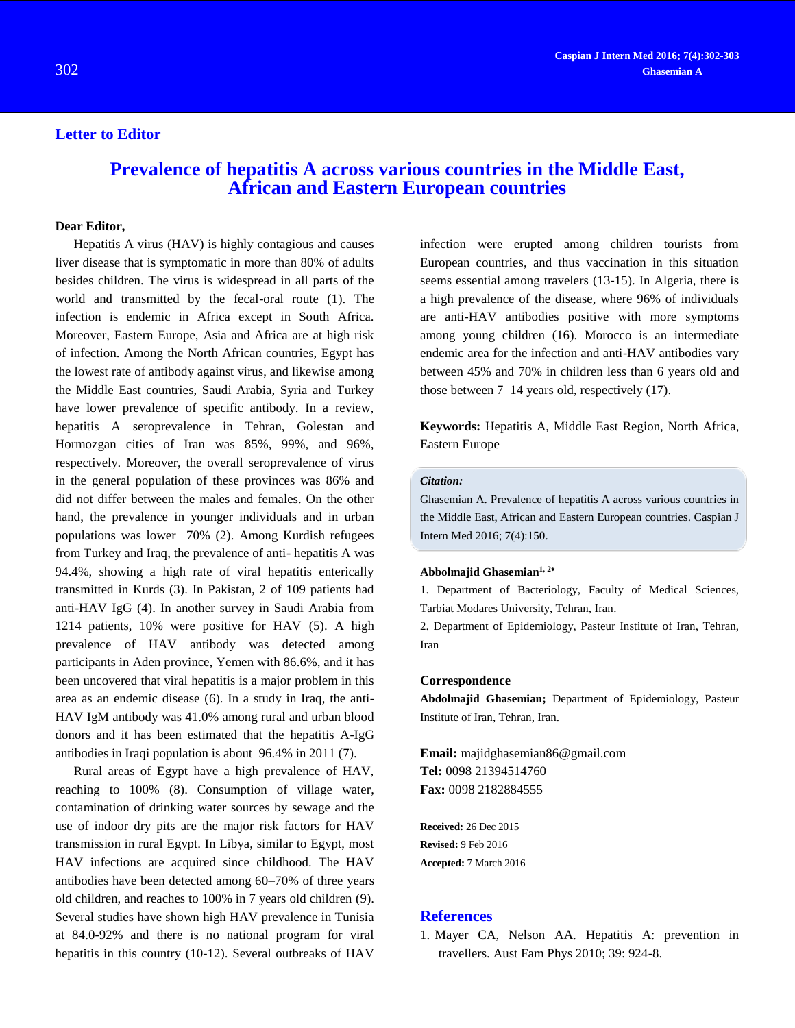**Letter to Editor**

# Prevalence of hepatitis A across various countries in the Middle East, African and Eastern European countries

**Dear Editor,**

Hepatitis A virus (HAV) is highly contagious and causes liver disease that is symptomatic in more than 80% of adults besides children. The virus is widespread in all parts of the world and transmitted by the fecal-oral route (1). The infection is endemic in Africa except in South Africa. Moreover, Eastern Europe, Asia and Africa are at high risk of infection. Among the North African countries, Egypt has the lowest rate of antibody against virus, and likewise among the Middle East countries, Saudi Arabia, Syria and Turkey have lower prevalence of specific antibody. In a review, hepatitis A seroprevalence in Tehran, Golestan and Hormozgan cities of Iran was 85%, 99%, and 96%, respectively. Moreover, the overall seroprevalence of virus in the general population of these provinces was 86% and did not differ between the males and females. On the other hand, the prevalence in younger individuals and in urban populations was lower 70% (2). Among Kurdish refugees from Turkey and Iraq, the prevalence of anti- hepatitis A was 94.4%, showing a high rate of viral hepatitis enterically transmitted in Kurds (3). In Pakistan, 2 of 109 patients had anti-HAV IgG (4). In another survey in Saudi Arabia from 1214 patients, 10% were positive for HAV (5). A high prevalence of HAV antibody was detected among participants in Aden province, Yemen with 86.6%, and it has been uncovered that viral hepatitis is a major problem in this area as an endemic disease (6). In a study in Iraq, the anti-HAV IgM antibody was 41.0% among rural and urban blood donors and it has been estimated that the hepatitis A-IgG antibodies in Iraqi population is about 96.4% in 2011 (7).

Rural areas of Egypt have a high prevalence of HAV, reaching to 100% (8). Consumption of village water, contamination of drinking water sources by sewage and the use of indoor dry pits are the major risk factors for HAV transmission in rural Egypt. In Libya, similar to Egypt, most HAV infections are acquired since childhood. The HAV antibodies have been detected among 60–70% of three years old children, and reaches to 100% in 7 years old children (9). Several studies have shown high HAV prevalence in Tunisia at 84.0-92% and there is no national program for viral hepatitis in this country (10-12). Several outbreaks of HAV infection were erupted among children tourists from European countries, and thus vaccination in this situation seems essential among travelers (13-15). In Algeria, there is a high prevalence of the disease, where 96% of individuals are anti-HAV antibodies positive with more symptoms among young children (16). Morocco is an intermediate endemic area for the infection and anti-HAV antibodies vary between 45% and 70% in children less than 6 years old and those between 7–14 years old, respectively (17).

**Keywords:** Hepatitis A, Middle East Region, North Africa, Eastern Europe

***Citation:***

Ghasemian A. Prevalence of hepatitis A across various countries in the Middle East, African and Eastern European countries. Caspian J Intern Med 2016; 7(4):150.

**Abbolmajid Ghasemian**[1, 2•]

1. Department of Bacteriology, Faculty of Medical Sciences, Tarbiat Modares University, Tehran, Iran.
2. Department of Epidemiology, Pasteur Institute of Iran, Tehran, Iran

**Correspondence**

**Abdolmajid Ghasemian;** Department of Epidemiology, Pasteur Institute of Iran, Tehran, Iran.

**Email:** majidghasemian86@gmail.com
**Tel:** 0098 21394514760
**Fax:** 0098 2182884555

**Received:** 26 Dec 2015
**Revised:** 9 Feb 2016
**Accepted:** 7 March 2016

## References

1. Mayer CA, Nelson AA. Hepatitis A: prevention in travellers. Aust Fam Phys 2010; 39: 924-8.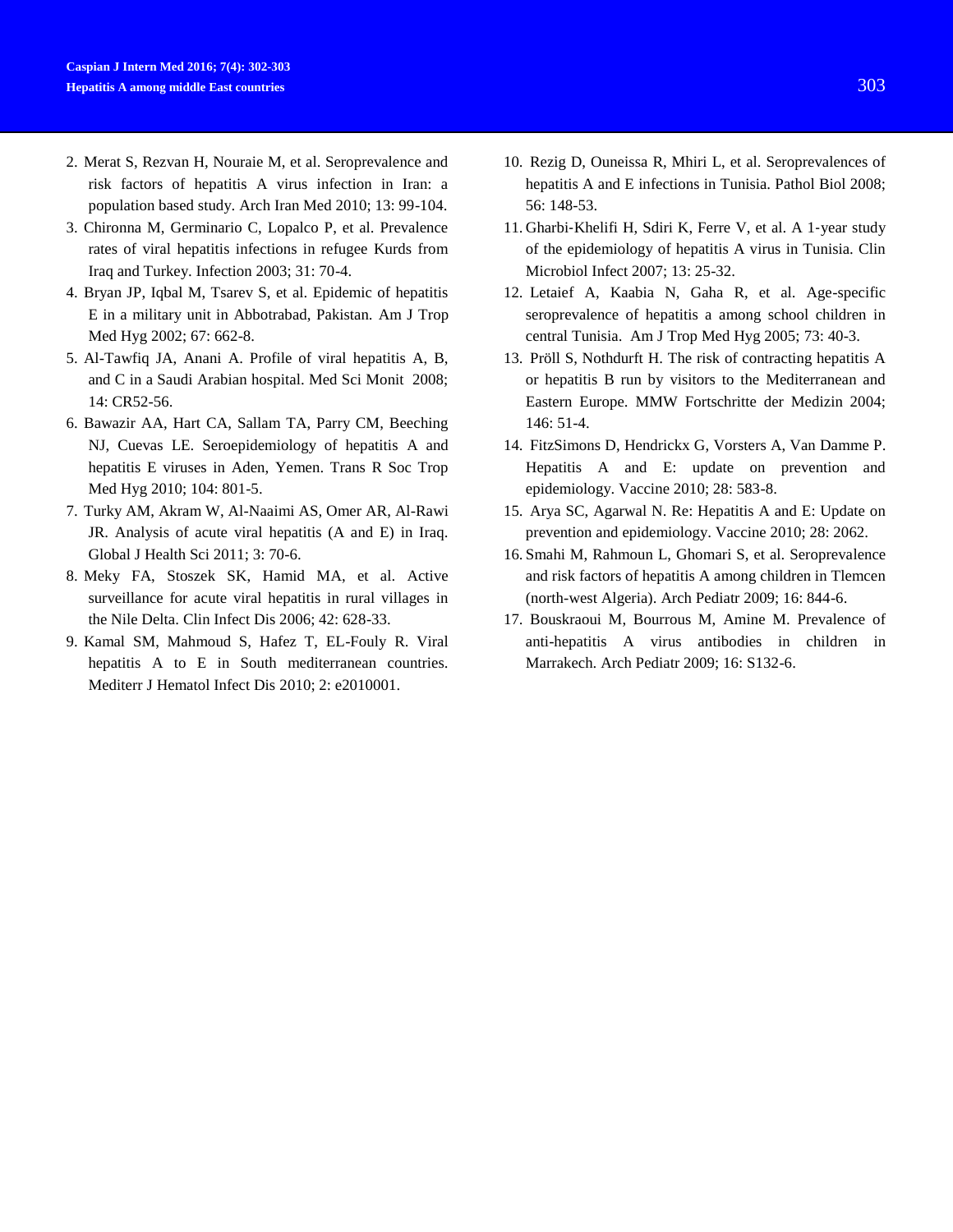2. Merat S, Rezvan H, Nouraie M, et al. Seroprevalence and risk factors of hepatitis A virus infection in Iran: a population based study. Arch Iran Med 2010; 13: 99-104.
3. Chironna M, Germinario C, Lopalco P, et al. Prevalence rates of viral hepatitis infections in refugee Kurds from Iraq and Turkey. Infection 2003; 31: 70-4.
4. Bryan JP, Iqbal M, Tsarev S, et al. Epidemic of hepatitis E in a military unit in Abbotrabad, Pakistan. Am J Trop Med Hyg 2002; 67: 662-8.
5. Al-Tawfiq JA, Anani A. Profile of viral hepatitis A, B, and C in a Saudi Arabian hospital. Med Sci Monit 2008; 14: CR52-56.
6. Bawazir AA, Hart CA, Sallam TA, Parry CM, Beeching NJ, Cuevas LE. Seroepidemiology of hepatitis A and hepatitis E viruses in Aden, Yemen. Trans R Soc Trop Med Hyg 2010; 104: 801-5.
7. Turky AM, Akram W, Al-Naaimi AS, Omer AR, Al-Rawi JR. Analysis of acute viral hepatitis (A and E) in Iraq. Global J Health Sci 2011; 3: 70-6.
8. Meky FA, Stoszek SK, Hamid MA, et al. Active surveillance for acute viral hepatitis in rural villages in the Nile Delta. Clin Infect Dis 2006; 42: 628-33.
9. Kamal SM, Mahmoud S, Hafez T, EL-Fouly R. Viral hepatitis A to E in South mediterranean countries. Mediterr J Hematol Infect Dis 2010; 2: e2010001.
10. Rezig D, Ouneissa R, Mhiri L, et al. Seroprevalences of hepatitis A and E infections in Tunisia. Pathol Biol 2008; 56: 148-53.
11. Gharbi-Khelifi H, Sdiri K, Ferre V, et al. A 1-year study of the epidemiology of hepatitis A virus in Tunisia. Clin Microbiol Infect 2007; 13: 25-32.
12. Letaief A, Kaabia N, Gaha R, et al. Age-specific seroprevalence of hepatitis a among school children in central Tunisia. Am J Trop Med Hyg 2005; 73: 40-3.
13. Pröll S, Nothdurft H. The risk of contracting hepatitis A or hepatitis B run by visitors to the Mediterranean and Eastern Europe. MMW Fortschritte der Medizin 2004; 146: 51-4.
14. FitzSimons D, Hendrickx G, Vorsters A, Van Damme P. Hepatitis A and E: update on prevention and epidemiology. Vaccine 2010; 28: 583-8.
15. Arya SC, Agarwal N. Re: Hepatitis A and E: Update on prevention and epidemiology. Vaccine 2010; 28: 2062.
16. Smahi M, Rahmoun L, Ghomari S, et al. Seroprevalence and risk factors of hepatitis A among children in Tlemcen (north-west Algeria). Arch Pediatr 2009; 16: 844-6.
17. Bouskraoui M, Bourrous M, Amine M. Prevalence of anti-hepatitis A virus antibodies in children in Marrakech. Arch Pediatr 2009; 16: S132-6.